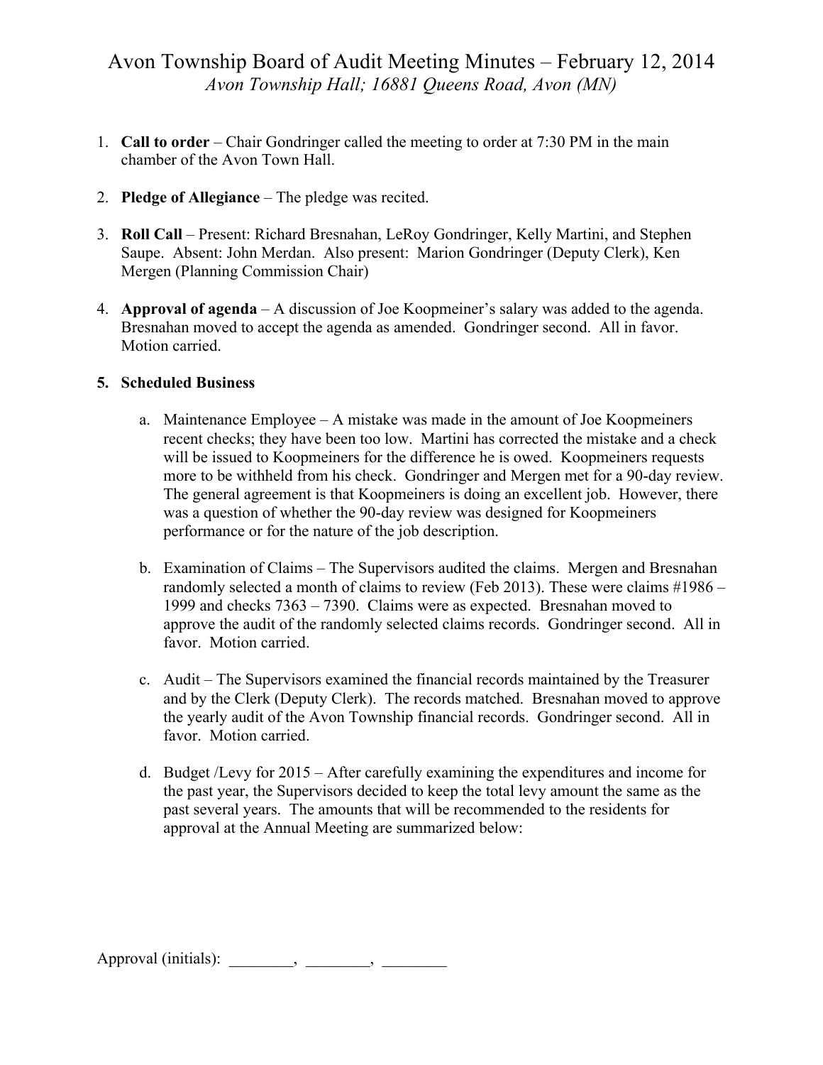# Avon Township Board of Audit Meeting Minutes – February 12, 2014

*Avon Township Hall; 16881 Queens Road, Avon (MN)*

1. **Call to order** – Chair Gondringer called the meeting to order at 7:30 PM in the main chamber of the Avon Town Hall.

2. **Pledge of Allegiance** – The pledge was recited.

3. **Roll Call** – Present: Richard Bresnahan, LeRoy Gondringer, Kelly Martini, and Stephen Saupe. Absent: John Merdan. Also present: Marion Gondringer (Deputy Clerk), Ken Mergen (Planning Commission Chair)

4. **Approval of agenda** – A discussion of Joe Koopmeiner's salary was added to the agenda. Bresnahan moved to accept the agenda as amended. Gondringer second. All in favor. Motion carried.

5. **Scheduled Business**

   a. Maintenance Employee – A mistake was made in the amount of Joe Koopmeiners recent checks; they have been too low. Martini has corrected the mistake and a check will be issued to Koopmeiners for the difference he is owed. Koopmeiners requests more to be withheld from his check. Gondringer and Mergen met for a 90-day review. The general agreement is that Koopmeiners is doing an excellent job. However, there was a question of whether the 90-day review was designed for Koopmeiners performance or for the nature of the job description.

   b. Examination of Claims – The Supervisors audited the claims. Mergen and Bresnahan randomly selected a month of claims to review (Feb 2013). These were claims #1986 – 1999 and checks 7363 – 7390. Claims were as expected. Bresnahan moved to approve the audit of the randomly selected claims records. Gondringer second. All in favor. Motion carried.

   c. Audit – The Supervisors examined the financial records maintained by the Treasurer and by the Clerk (Deputy Clerk). The records matched. Bresnahan moved to approve the yearly audit of the Avon Township financial records. Gondringer second. All in favor. Motion carried.

   d. Budget /Levy for 2015 – After carefully examining the expenditures and income for the past year, the Supervisors decided to keep the total levy amount the same as the past several years. The amounts that will be recommended to the residents for approval at the Annual Meeting are summarized below:

Approval (initials): ________, ________, ________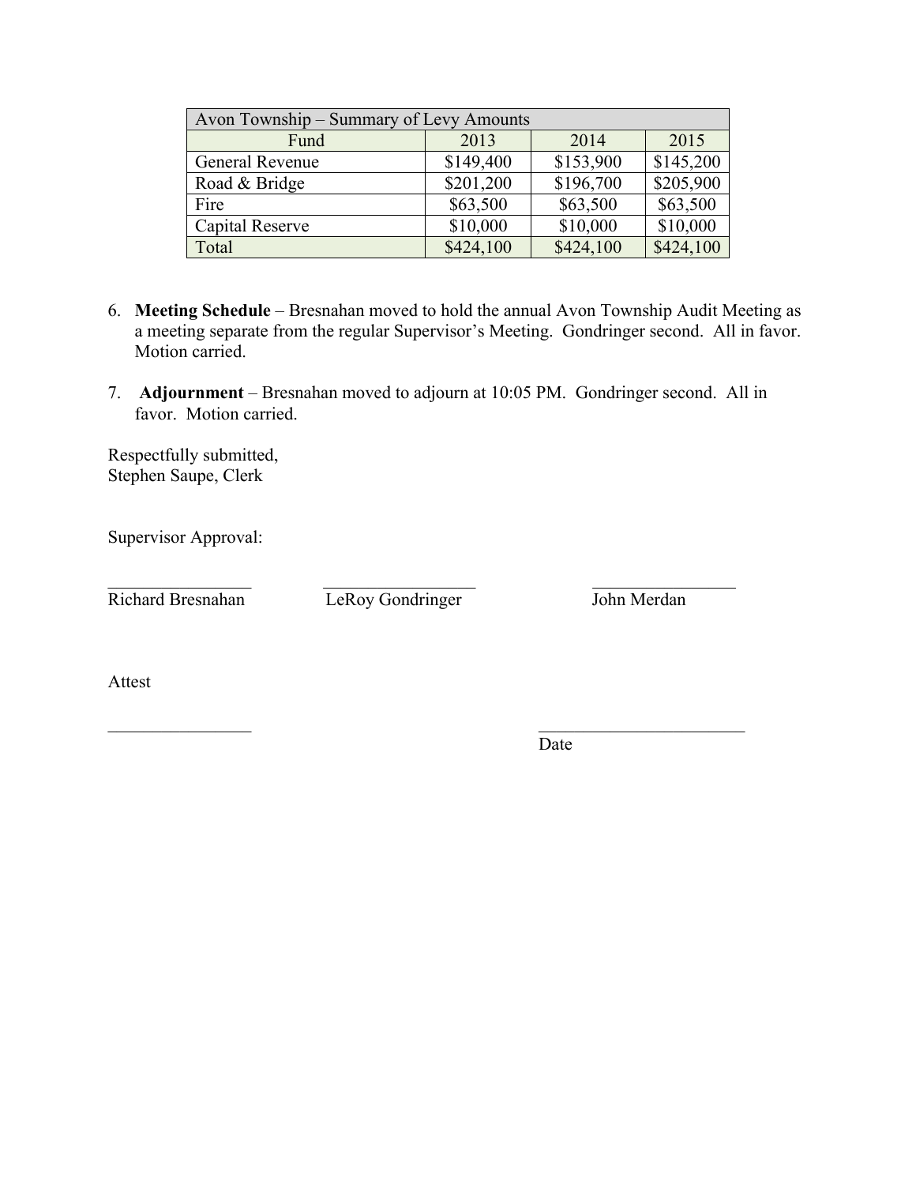| Avon Township – Summary of Levy Amounts | | | |
|---|---|---|---|
| Fund | 2013 | 2014 | 2015 |
| General Revenue | $149,400 | $153,900 | $145,200 |
| Road & Bridge | $201,200 | $196,700 | $205,900 |
| Fire | $63,500 | $63,500 | $63,500 |
| Capital Reserve | $10,000 | $10,000 | $10,000 |
| Total | $424,100 | $424,100 | $424,100 |

6. **Meeting Schedule** – Bresnahan moved to hold the annual Avon Township Audit Meeting as a meeting separate from the regular Supervisor's Meeting. Gondringer second. All in favor. Motion carried.

7. **Adjournment** – Bresnahan moved to adjourn at 10:05 PM. Gondringer second. All in favor. Motion carried.

Respectfully submitted,
Stephen Saupe, Clerk

Supervisor Approval:

________________ ________________ ________________
Richard Bresnahan LeRoy Gondringer John Merdan

Attest

________________ ________________________
Date